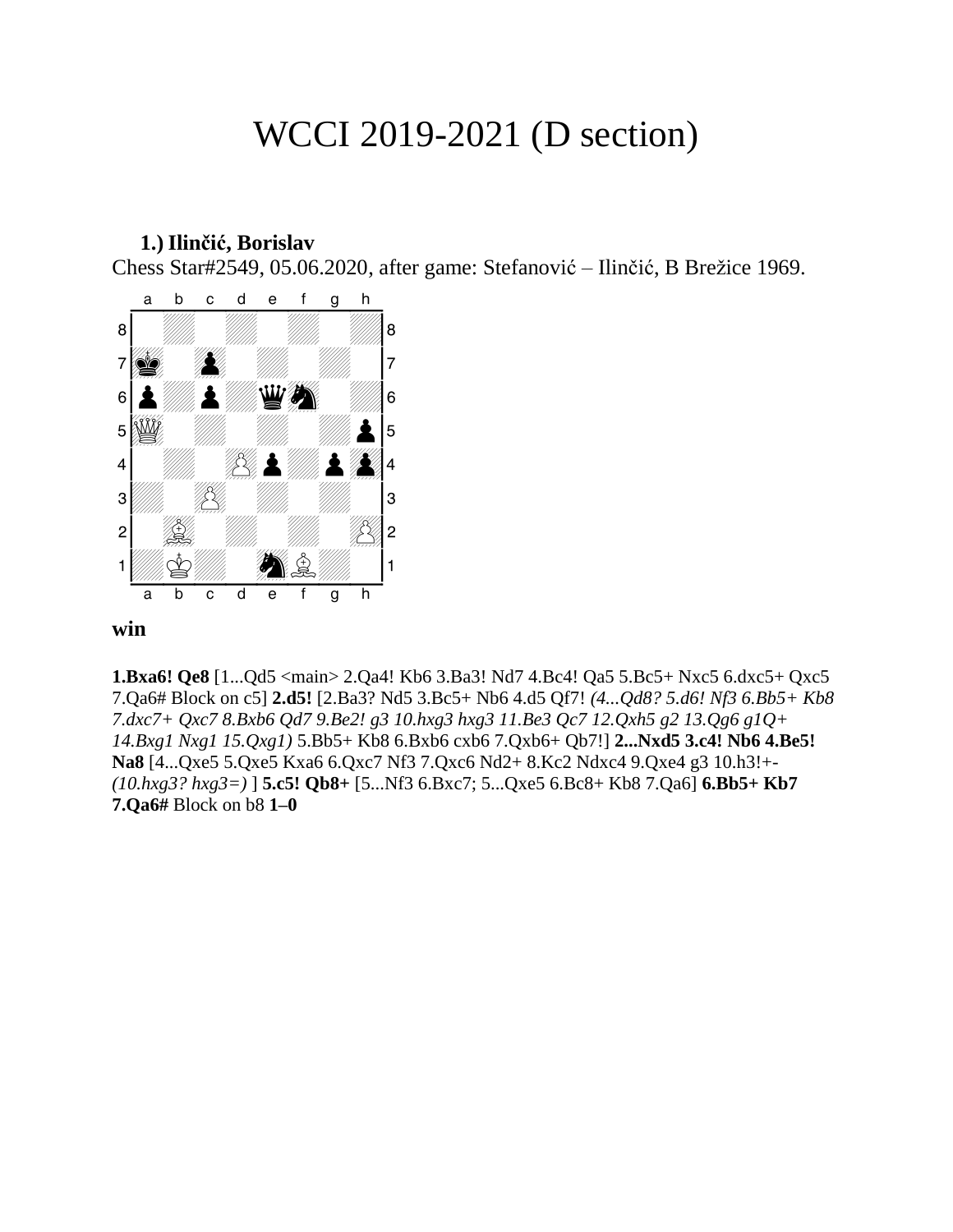# WCCI 2019-2021 (D section)

**1.) Ilinčić, Borislav**

Chess Star#2549, 05.06.2020, after game: Stefanović – Ilinčić, B Brežice 1969.

**win**

**1.Bxa6! Qe8** [1...Qd5 <main> 2.Qa4! Kb6 3.Ba3! Nd7 4.Bc4! Qa5 5.Bc5+ Nxc5 6.dxc5+ Qxc5 7.Qa6# Block on c5] **2.d5!** [2.Ba3? Nd5 3.Bc5+ Nb6 4.d5 Qf7! *(4...Qd8? 5.d6! Nf3 6.Bb5+ Kb8 7.dxc7+ Qxc7 8.Bxb6 Qd7 9.Be2! g3 10.hxg3 hxg3 11.Be3 Qc7 12.Qxh5 g2 13.Qg6 g1Q+ 14.Bxg1 Nxg1 15.Qxg1)* 5.Bb5+ Kb8 6.Bxb6 cxb6 7.Qxb6+ Qb7!] **2...Nxd5 3.c4! Nb6 4.Be5! Na8** [4...Qxe5 5.Qxe5 Kxa6 6.Qxc7 Nf3 7.Qxc6 Nd2+ 8.Kc2 Ndxc4 9.Qxe4 g3 10.h3!+- *(10.hxg3? hxg3=)* ] **5.c5! Qb8+** [5...Nf3 6.Bxc7; 5...Qxe5 6.Bc8+ Kb8 7.Qa6] **6.Bb5+ Kb7 7.Qa6#** Block on b8 **1–0**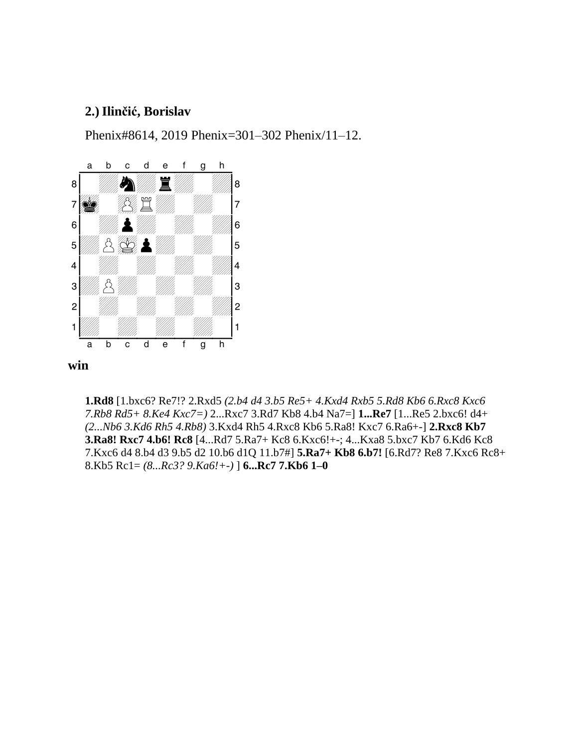**2.) Ilinčić, Borislav**

Phenix#8614, 2019 Phenix=301–302 Phenix/11–12.

**win**

**1.Rd8** [1.bxc6? Re7!? 2.Rxd5 *(2.b4 d4 3.b5 Re5+ 4.Kxd4 Rxb5 5.Rd8 Kb6 6.Rxc8 Kxc6 7.Rb8 Rd5+ 8.Ke4 Kxc7=)* 2...Rxc7 3.Rd7 Kb8 4.b4 Na7=] **1...Re7** [1...Re5 2.bxc6! d4+ *(2...Nb6 3.Kd6 Rh5 4.Rb8)* 3.Kxd4 Rh5 4.Rxc8 Kb6 5.Ra8! Kxc7 6.Ra6+-] **2.Rxc8 Kb7 3.Ra8! Rxc7 4.b6! Rc8** [4...Rd7 5.Ra7+ Kc8 6.Kxc6!+-; 4...Kxa8 5.bxc7 Kb7 6.Kd6 Kc8 7.Kxc6 d4 8.b4 d3 9.b5 d2 10.b6 d1Q 11.b7#] **5.Ra7+ Kb8 6.b7!** [6.Rd7? Re8 7.Kxc6 Rc8+ 8.Kb5 Rc1= *(8...Rc3? 9.Ka6!+-)* ] **6...Rc7 7.Kb6 1–0**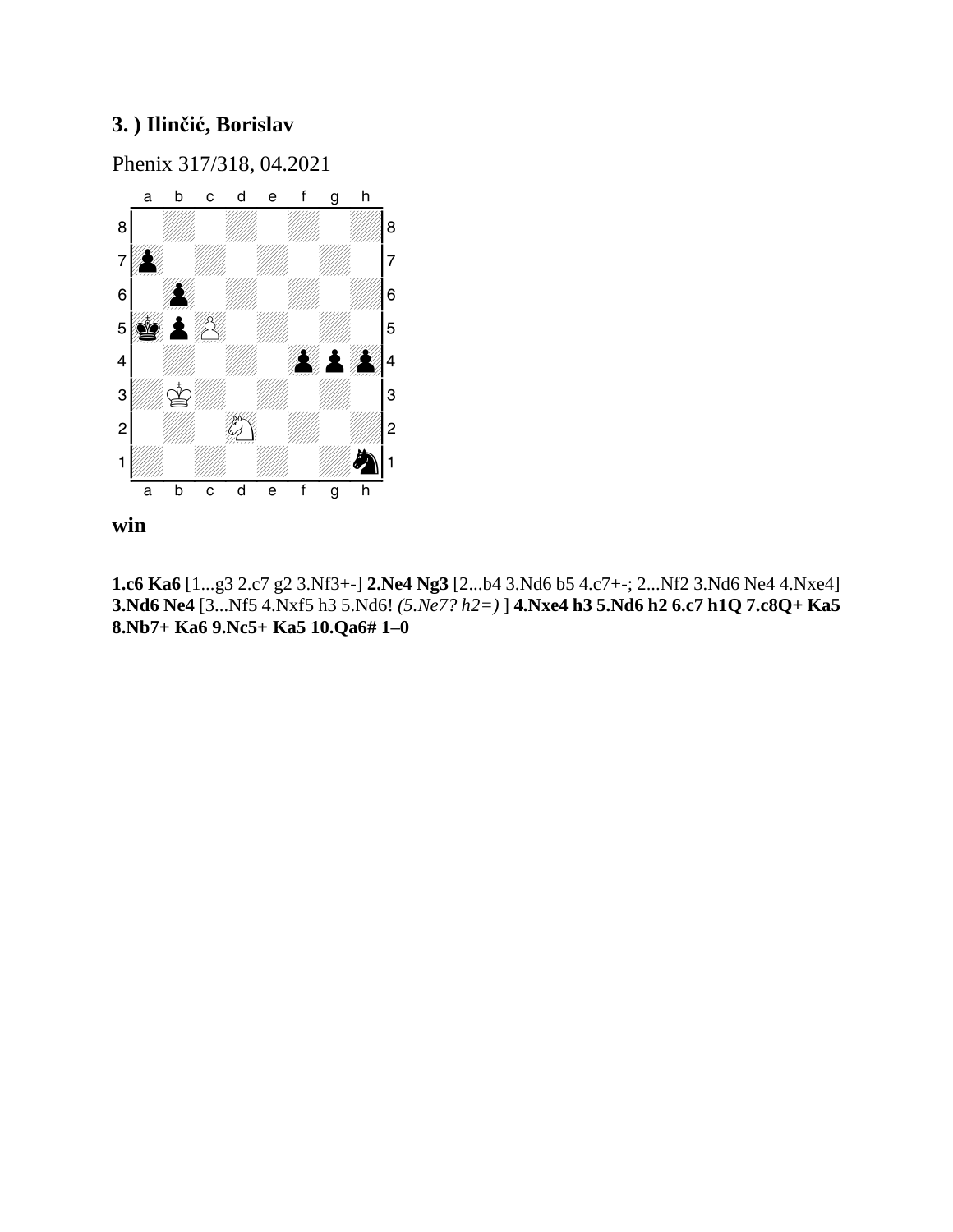**3. ) Ilinčić, Borislav**

Phenix 317/318, 04.2021

**win**

**1.c6 Ka6** [1...g3 2.c7 g2 3.Nf3+-] **2.Ne4 Ng3** [2...b4 3.Nd6 b5 4.c7+-; 2...Nf2 3.Nd6 Ne4 4.Nxe4] **3.Nd6 Ne4** [3...Nf5 4.Nxf5 h3 5.Nd6! *(5.Ne7? h2=)* ] **4.Nxe4 h3 5.Nd6 h2 6.c7 h1Q 7.c8Q+ Ka5 8.Nb7+ Ka6 9.Nc5+ Ka5 10.Qa6# 1–0**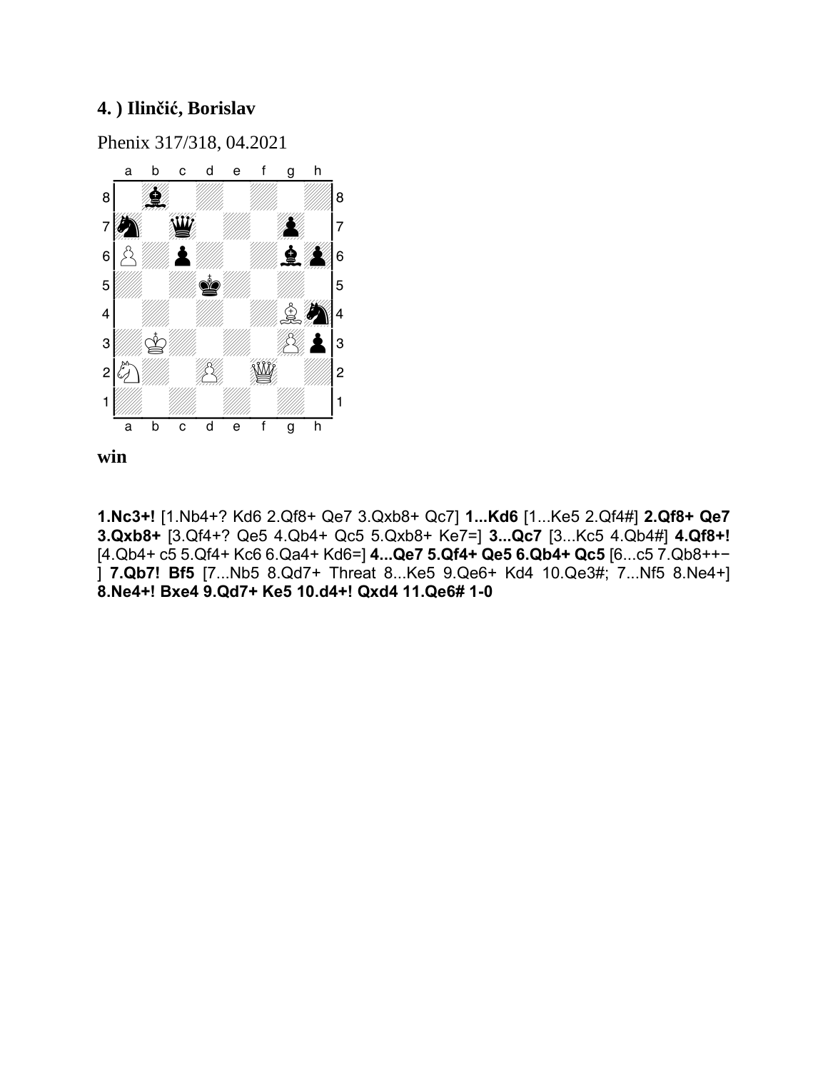**4. ) Ilinčić, Borislav**

Phenix 317/318, 04.2021

**win**

**1.Nc3+!** [1.Nb4+? Kd6 2.Qf8+ Qe7 3.Qxb8+ Qc7] **1...Kd6** [1...Ke5 2.Qf4#] **2.Qf8+ Qe7 3.Qxb8+** [3.Qf4+? Qe5 4.Qb4+ Qc5 5.Qxb8+ Ke7=] **3...Qc7** [3...Kc5 4.Qb4#] **4.Qf8+!** [4.Qb4+ c5 5.Qf4+ Kc6 6.Qa4+ Kd6=] **4...Qe7 5.Qf4+ Qe5 6.Qb4+ Qc5** [6...c5 7.Qb8++− ] **7.Qb7! Bf5** [7...Nb5 8.Qd7+ Threat 8...Ke5 9.Qe6+ Kd4 10.Qe3#; 7...Nf5 8.Ne4+] **8.Ne4+! Bxe4 9.Qd7+ Ke5 10.d4+! Qxd4 11.Qe6# 1-0**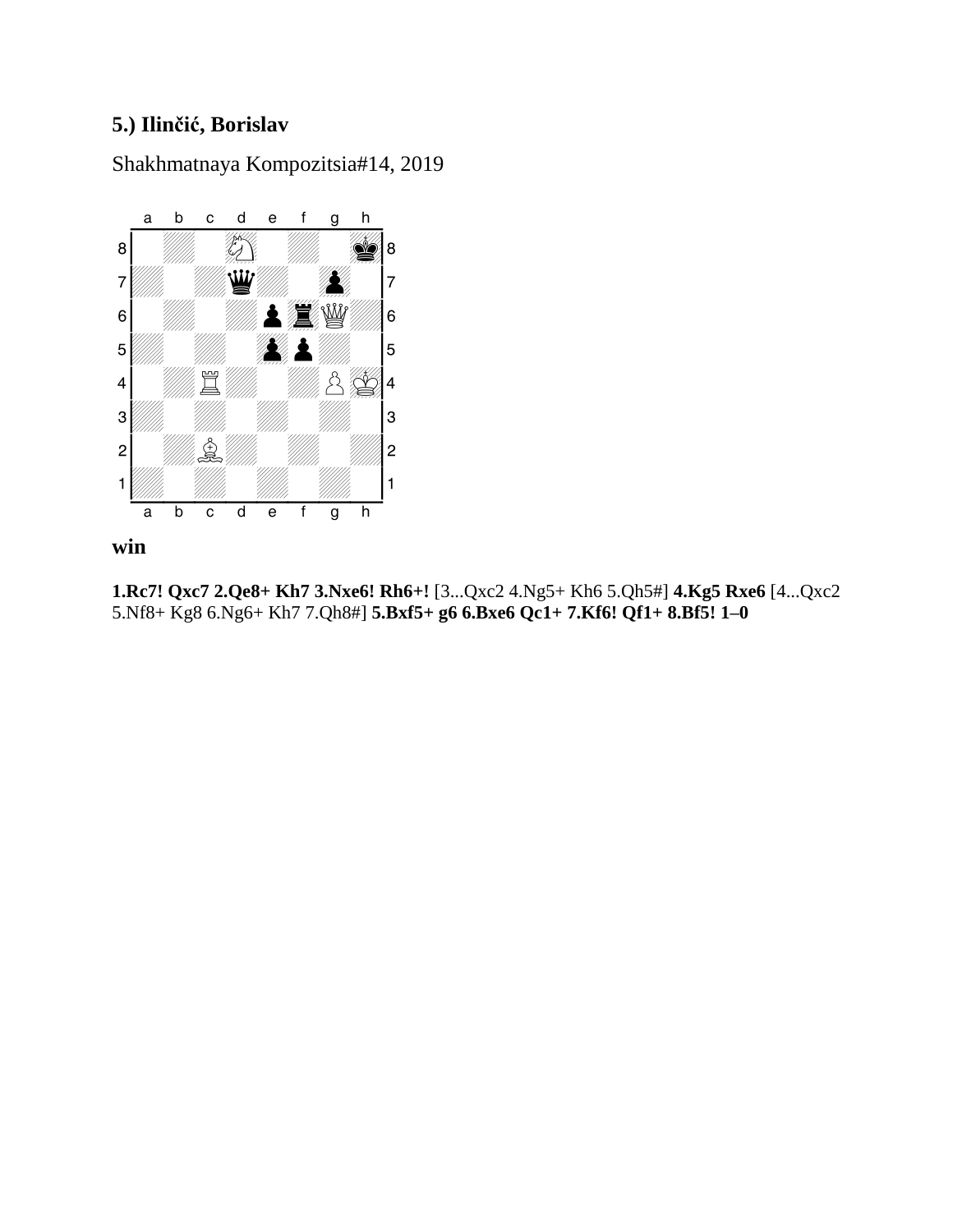**5.) Ilinčić, Borislav**

Shakhmatnaya Kompozitsia#14, 2019

**win**

**1.Rc7! Qxc7 2.Qe8+ Kh7 3.Nxe6! Rh6+!** [3...Qxc2 4.Ng5+ Kh6 5.Qh5#] **4.Kg5 Rxe6** [4...Qxc2 5.Nf8+ Kg8 6.Ng6+ Kh7 7.Qh8#] **5.Bxf5+ g6 6.Bxe6 Qc1+ 7.Kf6! Qf1+ 8.Bf5! 1–0**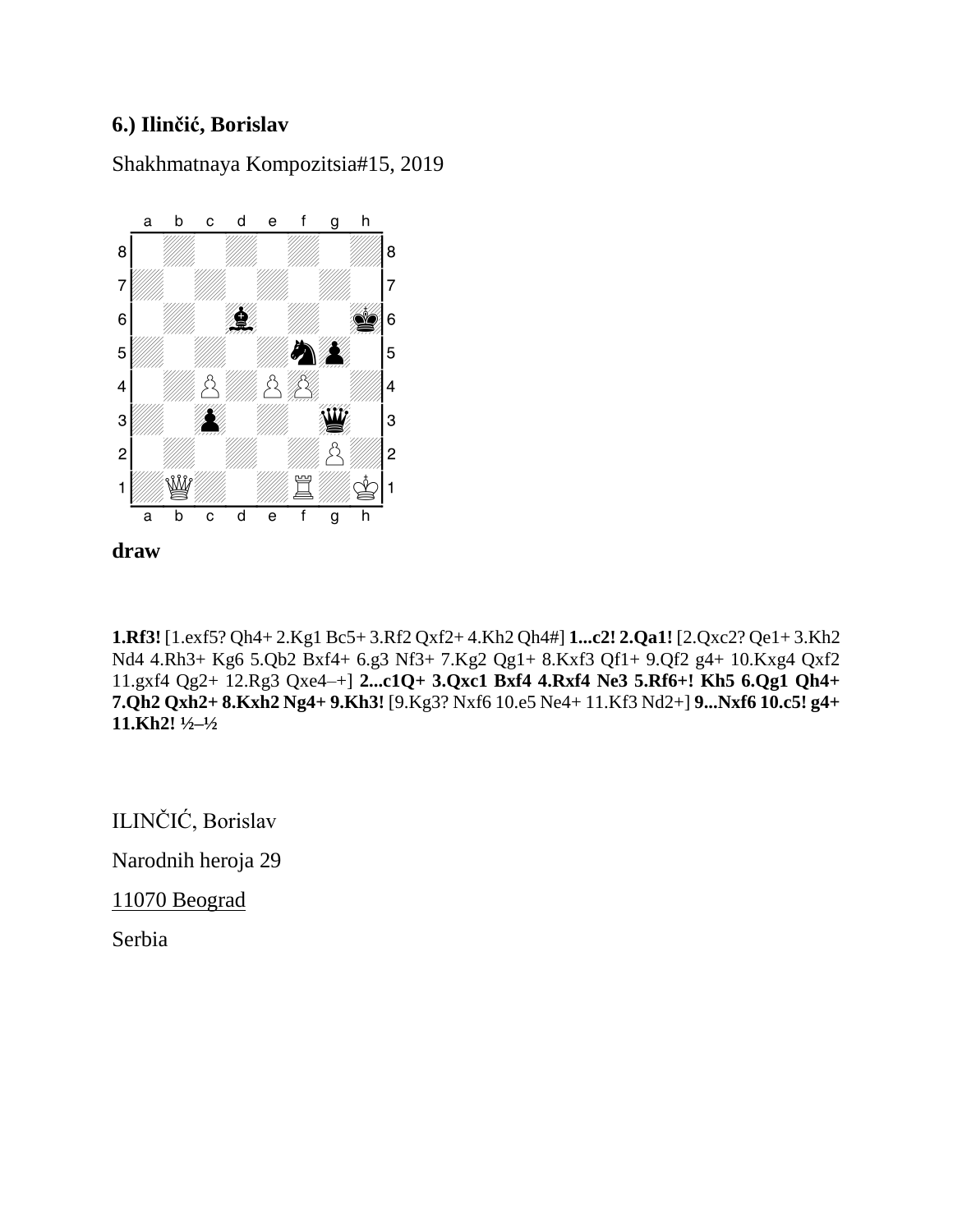**6.) Ilinčić, Borislav**

Shakhmatnaya Kompozitsia#15, 2019

**draw**

**1.Rf3!** [1.exf5? Qh4+ 2.Kg1 Bc5+ 3.Rf2 Qxf2+ 4.Kh2 Qh4#] **1...c2! 2.Qa1!** [2.Qxc2? Qe1+ 3.Kh2 Nd4 4.Rh3+ Kg6 5.Qb2 Bxf4+ 6.g3 Nf3+ 7.Kg2 Qg1+ 8.Kxf3 Qf1+ 9.Qf2 g4+ 10.Kxg4 Qxf2 11.gxf4 Qg2+ 12.Rg3 Qxe4–+] **2...c1Q+ 3.Qxc1 Bxf4 4.Rxf4 Ne3 5.Rf6+! Kh5 6.Qg1 Qh4+ 7.Qh2 Qxh2+ 8.Kxh2 Ng4+ 9.Kh3!** [9.Kg3? Nxf6 10.e5 Ne4+ 11.Kf3 Nd2+] **9...Nxf6 10.c5! g4+ 11.Kh2! ½–½**

ILINČIĆ, Borislav

Narodnih heroja 29

11070 Beograd

Serbia